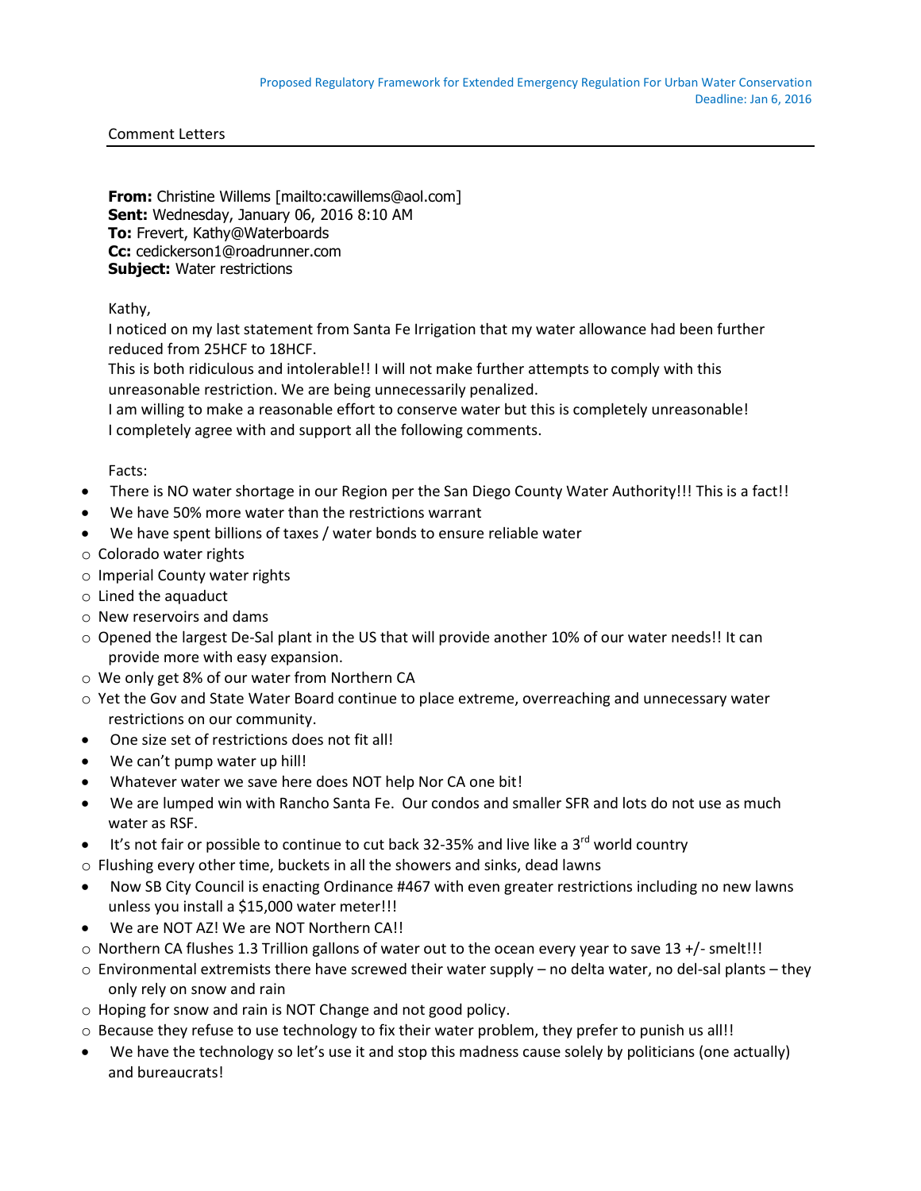Proposed Regulatory Framework for Extended Emergency Regulation For Urban Water Conservation
Deadline: Jan 6, 2016

Comment Letters

**From:** Christine Willems [mailto:cawillems@aol.com]
**Sent:** Wednesday, January 06, 2016 8:10 AM
**To:** Frevert, Kathy@Waterboards
**Cc:** cedickerson1@roadrunner.com
**Subject:** Water restrictions

Kathy,
I noticed on my last statement from Santa Fe Irrigation that my water allowance had been further reduced from 25HCF to 18HCF.
This is both ridiculous and intolerable!! I will not make further attempts to comply with this unreasonable restriction. We are being unnecessarily penalized.
I am willing to make a reasonable effort to conserve water but this is completely unreasonable!
I completely agree with and support all the following comments.

Facts:

- There is NO water shortage in our Region per the San Diego County Water Authority!!! This is a fact!!
- We have 50% more water than the restrictions warrant
- We have spent billions of taxes / water bonds to ensure reliable water
  - Colorado water rights
  - Imperial County water rights
  - Lined the aquaduct
  - New reservoirs and dams
  - Opened the largest De-Sal plant in the US that will provide another 10% of our water needs!! It can provide more with easy expansion.
  - We only get 8% of our water from Northern CA
  - Yet the Gov and State Water Board continue to place extreme, overreaching and unnecessary water restrictions on our community.
- One size set of restrictions does not fit all!
- We can't pump water up hill!
- Whatever water we save here does NOT help Nor CA one bit!
- We are lumped win with Rancho Santa Fe. Our condos and smaller SFR and lots do not use as much water as RSF.
- It's not fair or possible to continue to cut back 32-35% and live like a 3rd world country
  - Flushing every other time, buckets in all the showers and sinks, dead lawns
- Now SB City Council is enacting Ordinance #467 with even greater restrictions including no new lawns unless you install a $15,000 water meter!!!
- We are NOT AZ! We are NOT Northern CA!!
  - Northern CA flushes 1.3 Trillion gallons of water out to the ocean every year to save 13 +/- smelt!!!
  - Environmental extremists there have screwed their water supply – no delta water, no del-sal plants – they only rely on snow and rain
  - Hoping for snow and rain is NOT Change and not good policy.
  - Because they refuse to use technology to fix their water problem, they prefer to punish us all!!
- We have the technology so let's use it and stop this madness cause solely by politicians (one actually) and bureaucrats!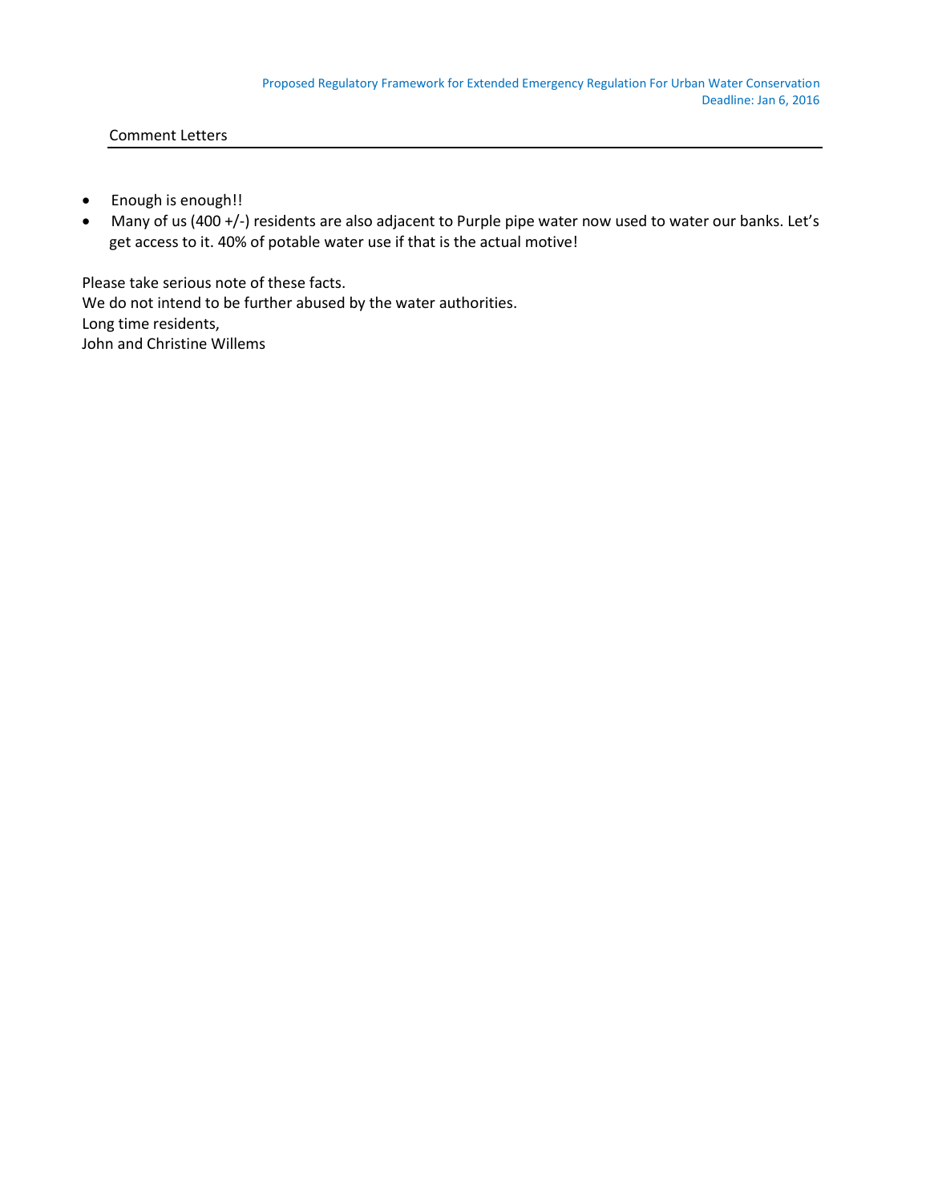Comment Letters

- Enough is enough!!
- Many of us (400 +/-) residents are also adjacent to Purple pipe water now used to water our banks. Let's get access to it. 40% of potable water use if that is the actual motive!

Please take serious note of these facts.
We do not intend to be further abused by the water authorities.
Long time residents,
John and Christine Willems